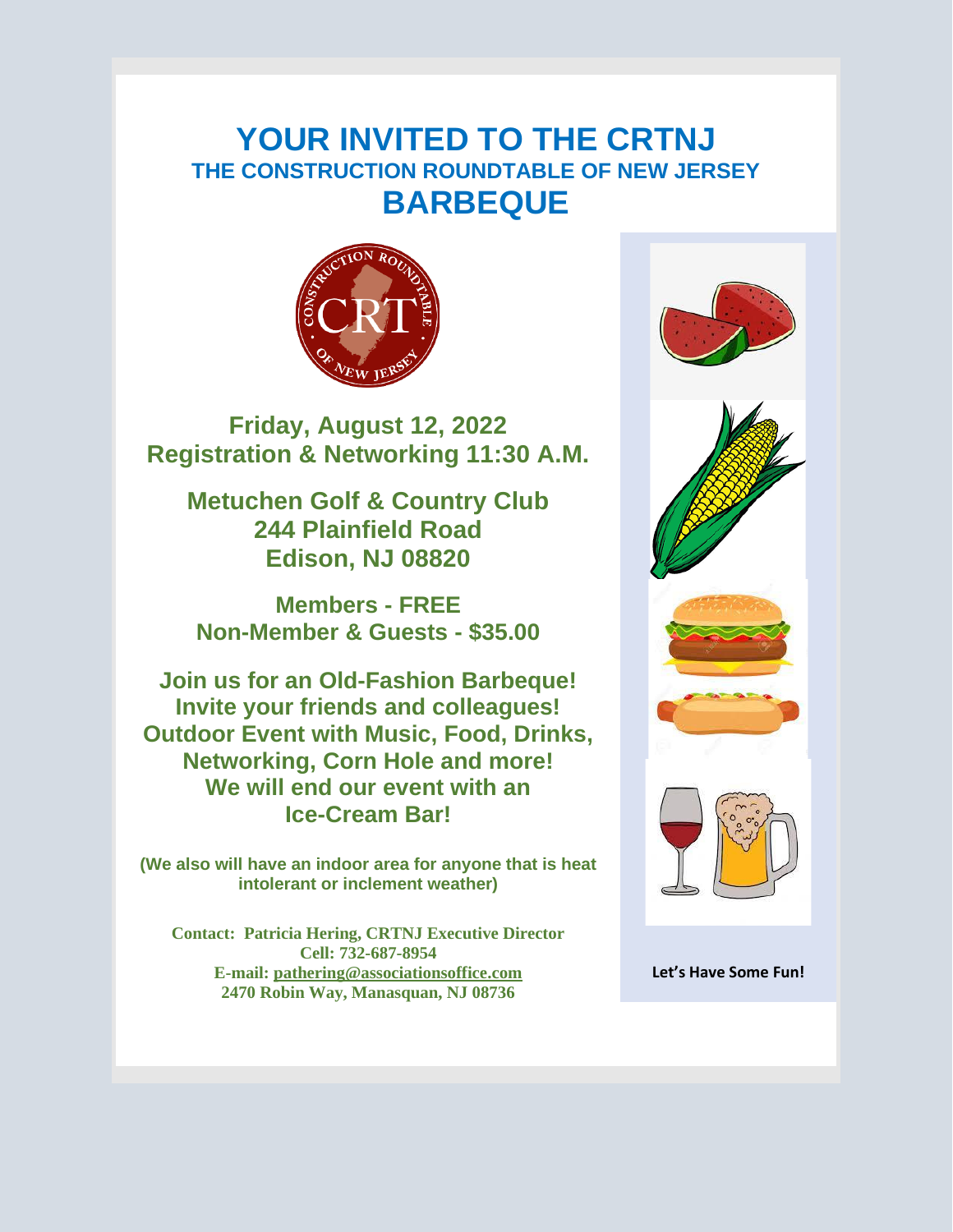# YOUR INVITED TO THE CRTNJ

## THE CONSTRUCTION ROUNDTABLE OF NEW JERSEY

# BARBEQUE

**Friday, August 12, 2022**
**Registration & Networking 11:30 A.M.**

**Metuchen Golf & Country Club**
**244 Plainfield Road**
**Edison, NJ 08820**

**Members - FREE**
**Non-Member & Guests - $35.00**

**Join us for an Old-Fashion Barbeque!**
**Invite your friends and colleagues!**
**Outdoor Event with Music, Food, Drinks, Networking, Corn Hole and more!**
**We will end our event with an Ice-Cream Bar!**

**(We also will have an indoor area for anyone that is heat intolerant or inclement weather)**

**Contact: Patricia Hering, CRTNJ Executive Director**
**Cell: 732-687-8954**
**E-mail: pathering@associationsoffice.com**
**2470 Robin Way, Manasquan, NJ 08736**

**Let's Have Some Fun!**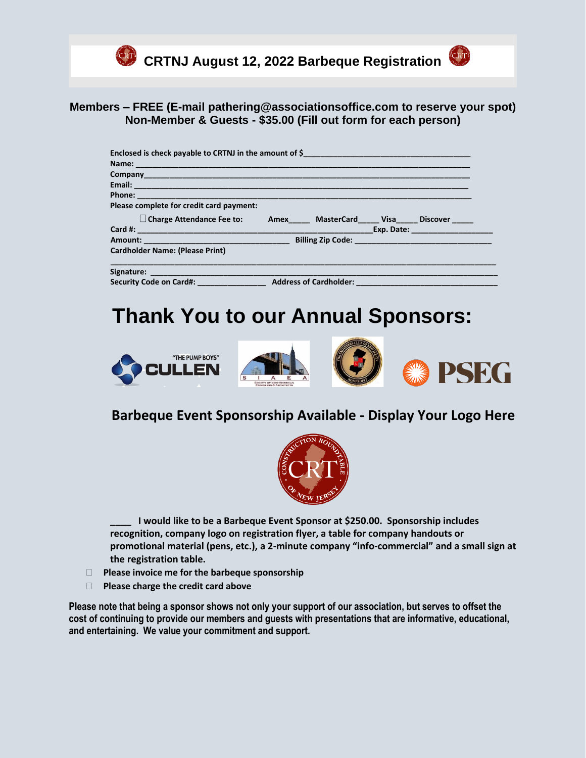# CRTNJ August 12, 2022 Barbeque Registration

**Members – FREE (E-mail pathering@associationsoffice.com to reserve your spot)**
**Non-Member & Guests - $35.00 (Fill out form for each person)**

**Enclosed is check payable to CRTNJ in the amount of $**______________________________________

**Name:** ______________________________________________________________________

**Company**_____________________________________________________________________

**Email:** ______________________________________________________________________

**Phone:** ______________________________________________________________________

**Please complete for credit card payment:**

☐ **Charge Attendance Fee to:** **Amex**_____ **MasterCard**_____ **Visa**_____ **Discover** _____

**Card #:** ______________________________________________ **Exp. Date:** ________________

**Amount:** ______________________________ **Billing Zip Code:** ___________________________

**Cardholder Name: (Please Print)**

______________________________________________________________________________

**Signature:** _____________________________________________________________________

**Security Code on Card#:** _______________ **Address of Cardholder:** ___________________________

# Thank You to our Annual Sponsors:

"THE PUMP BOYS" CULLEN

SIAEA Society of Indo-American Engineers & Architects

PSEG

## Barbeque Event Sponsorship Available - Display Your Logo Here

CONSTRUCTION ROUNDTABLE CRT OF NEW JERSEY

**____ I would like to be a Barbeque Event Sponsor at $250.00. Sponsorship includes recognition, company logo on registration flyer, a table for company handouts or promotional material (pens, etc.), a 2-minute company "info-commercial" and a small sign at the registration table.**

- ☐ **Please invoice me for the barbeque sponsorship**
- ☐ **Please charge the credit card above**

**Please note that being a sponsor shows not only your support of our association, but serves to offset the cost of continuing to provide our members and guests with presentations that are informative, educational, and entertaining. We value your commitment and support.**